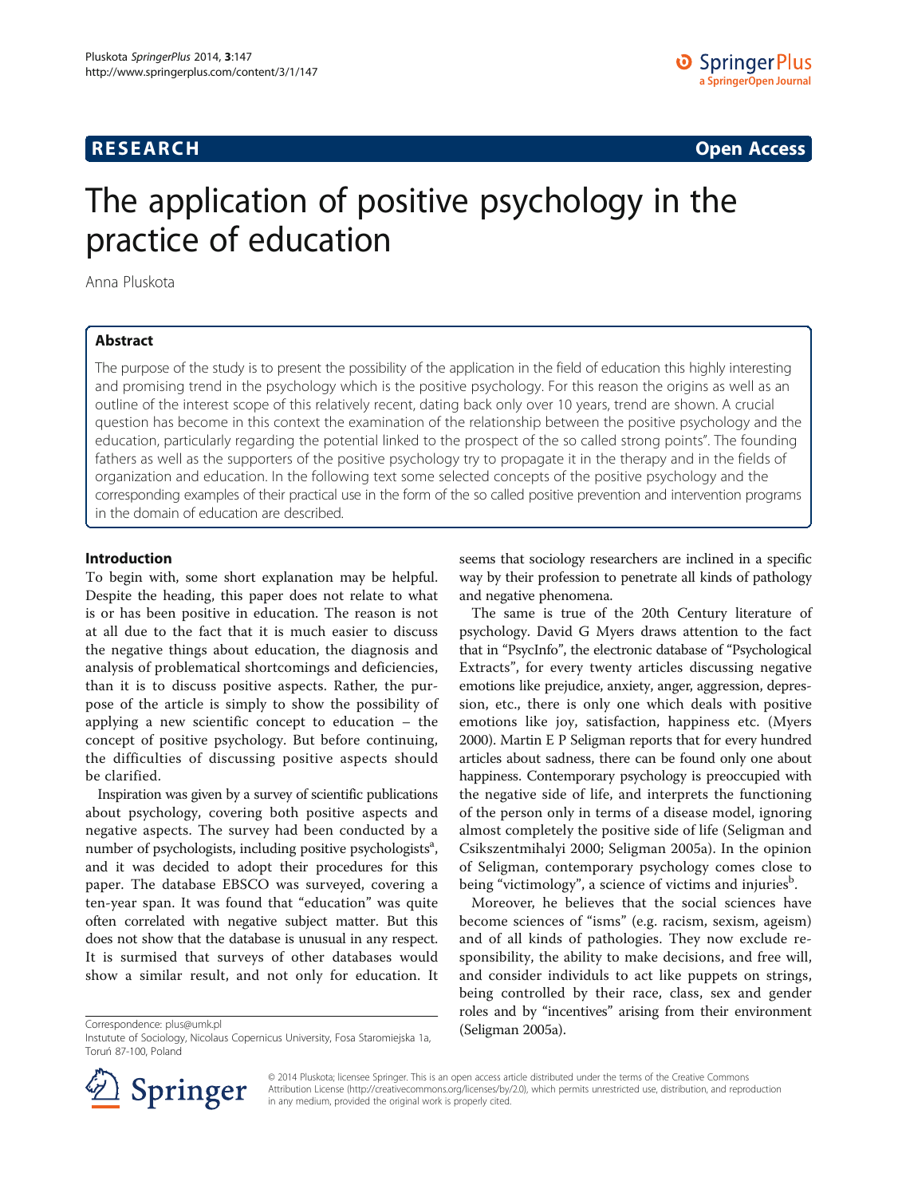**RESEARCH** **Open Access**

# The application of positive psychology in the practice of education

Anna Pluskota

## Abstract

The purpose of the study is to present the possibility of the application in the field of education this highly interesting and promising trend in the psychology which is the positive psychology. For this reason the origins as well as an outline of the interest scope of this relatively recent, dating back only over 10 years, trend are shown. A crucial question has become in this context the examination of the relationship between the positive psychology and the education, particularly regarding the potential linked to the prospect of the so called strong points". The founding fathers as well as the supporters of the positive psychology try to propagate it in the therapy and in the fields of organization and education. In the following text some selected concepts of the positive psychology and the corresponding examples of their practical use in the form of the so called positive prevention and intervention programs in the domain of education are described.

## Introduction

To begin with, some short explanation may be helpful. Despite the heading, this paper does not relate to what is or has been positive in education. The reason is not at all due to the fact that it is much easier to discuss the negative things about education, the diagnosis and analysis of problematical shortcomings and deficiencies, than it is to discuss positive aspects. Rather, the purpose of the article is simply to show the possibility of applying a new scientific concept to education – the concept of positive psychology. But before continuing, the difficulties of discussing positive aspects should be clarified.

Inspiration was given by a survey of scientific publications about psychology, covering both positive aspects and negative aspects. The survey had been conducted by a number of psychologists, including positive psychologists[a], and it was decided to adopt their procedures for this paper. The database EBSCO was surveyed, covering a ten-year span. It was found that "education" was quite often correlated with negative subject matter. But this does not show that the database is unusual in any respect. It is surmised that surveys of other databases would show a similar result, and not only for education. It seems that sociology researchers are inclined in a specific way by their profession to penetrate all kinds of pathology and negative phenomena.

The same is true of the 20th Century literature of psychology. David G Myers draws attention to the fact that in "PsycInfo", the electronic database of "Psychological Extracts", for every twenty articles discussing negative emotions like prejudice, anxiety, anger, aggression, depression, etc., there is only one which deals with positive emotions like joy, satisfaction, happiness etc. (Myers 2000). Martin E P Seligman reports that for every hundred articles about sadness, there can be found only one about happiness. Contemporary psychology is preoccupied with the negative side of life, and interprets the functioning of the person only in terms of a disease model, ignoring almost completely the positive side of life (Seligman and Csikszentmihalyi 2000; Seligman 2005a). In the opinion of Seligman, contemporary psychology comes close to being "victimology", a science of victims and injuries[b].

Moreover, he believes that the social sciences have become sciences of "isms" (e.g. racism, sexism, ageism) and of all kinds of pathologies. They now exclude responsibility, the ability to make decisions, and free will, and consider individuals to act like puppets on strings, being controlled by their race, class, sex and gender roles and by "incentives" arising from their environment (Seligman 2005a).

Correspondence: plus@umk.pl
Instutute of Sociology, Nicolaus Copernicus University, Fosa Staromiejska 1a, Toruń 87-100, Poland

© 2014 Pluskota; licensee Springer. This is an open access article distributed under the terms of the Creative Commons Attribution License (http://creativecommons.org/licenses/by/2.0), which permits unrestricted use, distribution, and reproduction in any medium, provided the original work is properly cited.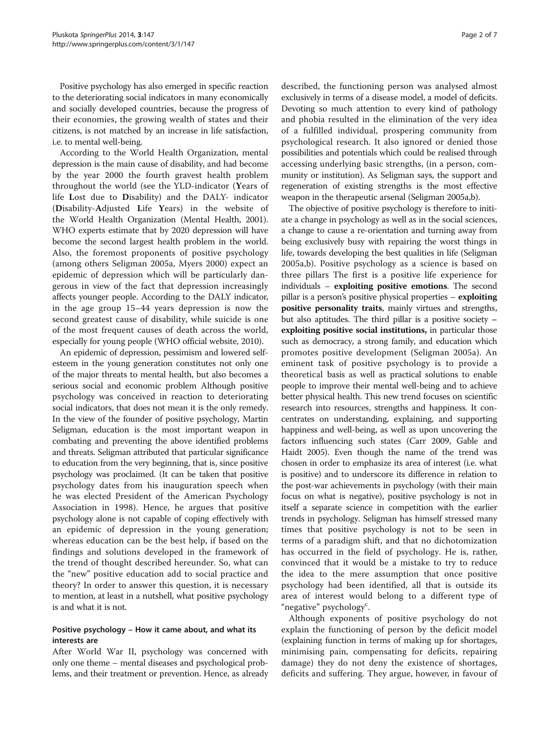Positive psychology has also emerged in specific reaction to the deteriorating social indicators in many economically and socially developed countries, because the progress of their economies, the growing wealth of states and their citizens, is not matched by an increase in life satisfaction, i.e. to mental well-being.

According to the World Health Organization, mental depression is the main cause of disability, and had become by the year 2000 the fourth gravest health problem throughout the world (see the YLD-indicator (**Y**ears of life **L**ost due to **D**isability) and the DALY- indicator (**D**isability-**A**djusted **L**ife **Y**ears) in the website of the World Health Organization (Mental Health, 2001). WHO experts estimate that by 2020 depression will have become the second largest health problem in the world. Also, the foremost proponents of positive psychology (among others Seligman 2005a, Myers 2000) expect an epidemic of depression which will be particularly dangerous in view of the fact that depression increasingly affects younger people. According to the DALY indicator, in the age group 15–44 years depression is now the second greatest cause of disability, while suicide is one of the most frequent causes of death across the world, especially for young people (WHO official website, 2010).

An epidemic of depression, pessimism and lowered self-esteem in the young generation constitutes not only one of the major threats to mental health, but also becomes a serious social and economic problem Although positive psychology was conceived in reaction to deteriorating social indicators, that does not mean it is the only remedy. In the view of the founder of positive psychology, Martin Seligman, education is the most important weapon in combating and preventing the above identified problems and threats. Seligman attributed that particular significance to education from the very beginning, that is, since positive psychology was proclaimed. (It can be taken that positive psychology dates from his inauguration speech when he was elected President of the American Psychology Association in 1998). Hence, he argues that positive psychology alone is not capable of coping effectively with an epidemic of depression in the young generation; whereas education can be the best help, if based on the findings and solutions developed in the framework of the trend of thought described hereunder. So, what can the "new" positive education add to social practice and theory? In order to answer this question, it is necessary to mention, at least in a nutshell, what positive psychology is and what it is not.

## Positive psychology – How it came about, and what its interests are

After World War II, psychology was concerned with only one theme – mental diseases and psychological problems, and their treatment or prevention. Hence, as already described, the functioning person was analysed almost exclusively in terms of a disease model, a model of deficits. Devoting so much attention to every kind of pathology and phobia resulted in the elimination of the very idea of a fulfilled individual, prospering community from psychological research. It also ignored or denied those possibilities and potentials which could be realised through accessing underlying basic strengths, (in a person, community or institution). As Seligman says, the support and regeneration of existing strengths is the most effective weapon in the therapeutic arsenal (Seligman 2005a,b).

The objective of positive psychology is therefore to initiate a change in psychology as well as in the social sciences, a change to cause a re-orientation and turning away from being exclusively busy with repairing the worst things in life, towards developing the best qualities in life (Seligman 2005a,b). Positive psychology as a science is based on three pillars The first is a positive life experience for individuals – **exploiting positive emotions**. The second pillar is a person's positive physical properties – **exploiting positive personality traits**, mainly virtues and strengths, but also aptitudes. The third pillar is a positive society – **exploiting positive social institutions,** in particular those such as democracy, a strong family, and education which promotes positive development (Seligman 2005a). An eminent task of positive psychology is to provide a theoretical basis as well as practical solutions to enable people to improve their mental well-being and to achieve better physical health. This new trend focuses on scientific research into resources, strengths and happiness. It concentrates on understanding, explaining, and supporting happiness and well-being, as well as upon uncovering the factors influencing such states (Carr 2009, Gable and Haidt 2005). Even though the name of the trend was chosen in order to emphasize its area of interest (i.e. what is positive) and to underscore its difference in relation to the post-war achievements in psychology (with their main focus on what is negative), positive psychology is not in itself a separate science in competition with the earlier trends in psychology. Seligman has himself stressed many times that positive psychology is not to be seen in terms of a paradigm shift, and that no dichotomization has occurred in the field of psychology. He is, rather, convinced that it would be a mistake to try to reduce the idea to the mere assumption that once positive psychology had been identified, all that is outside its area of interest would belong to a different type of "negative" psychology[c].

Although exponents of positive psychology do not explain the functioning of person by the deficit model (explaining function in terms of making up for shortages, minimising pain, compensating for deficits, repairing damage) they do not deny the existence of shortages, deficits and suffering. They argue, however, in favour of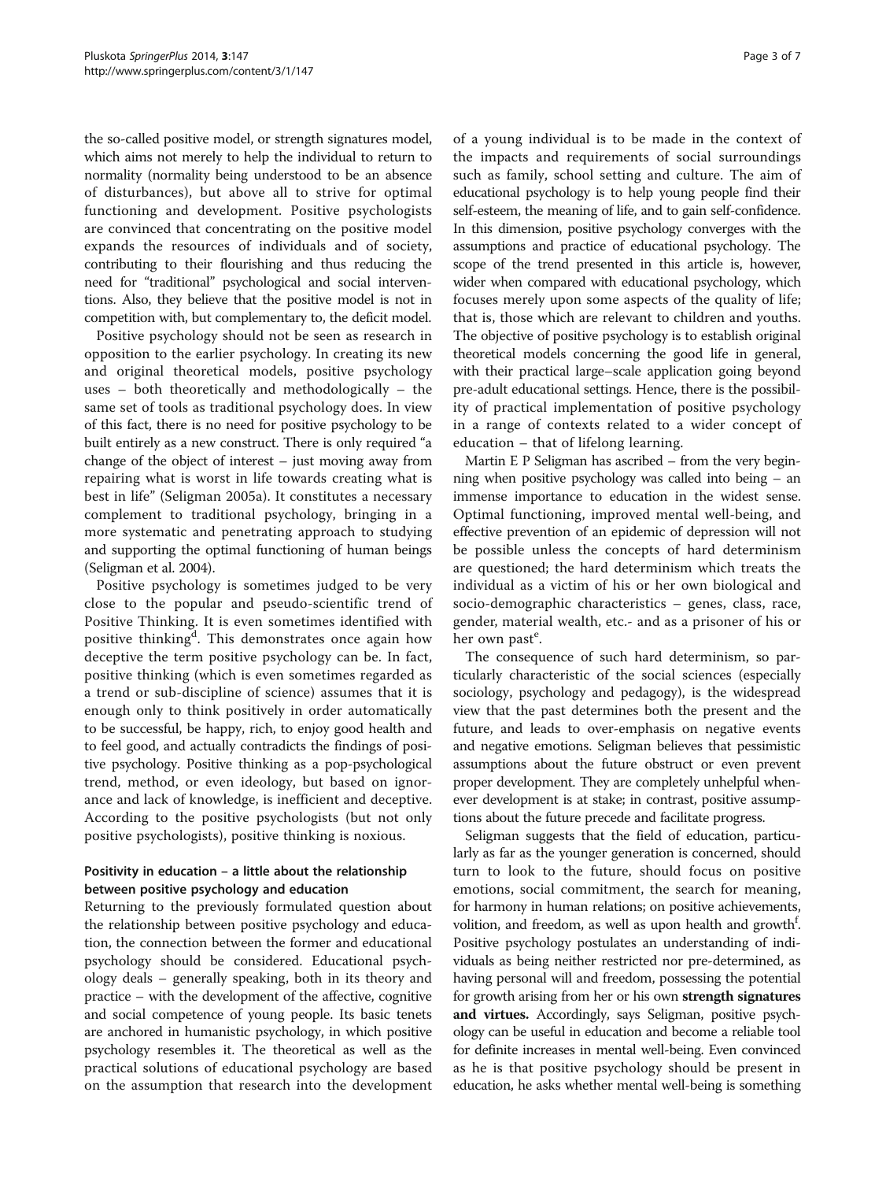the so-called positive model, or strength signatures model, which aims not merely to help the individual to return to normality (normality being understood to be an absence of disturbances), but above all to strive for optimal functioning and development. Positive psychologists are convinced that concentrating on the positive model expands the resources of individuals and of society, contributing to their flourishing and thus reducing the need for "traditional" psychological and social interventions. Also, they believe that the positive model is not in competition with, but complementary to, the deficit model.

Positive psychology should not be seen as research in opposition to the earlier psychology. In creating its new and original theoretical models, positive psychology uses – both theoretically and methodologically – the same set of tools as traditional psychology does. In view of this fact, there is no need for positive psychology to be built entirely as a new construct. There is only required "a change of the object of interest – just moving away from repairing what is worst in life towards creating what is best in life" (Seligman 2005a). It constitutes a necessary complement to traditional psychology, bringing in a more systematic and penetrating approach to studying and supporting the optimal functioning of human beings (Seligman et al. 2004).

Positive psychology is sometimes judged to be very close to the popular and pseudo-scientific trend of Positive Thinking. It is even sometimes identified with positive thinking[d]. This demonstrates once again how deceptive the term positive psychology can be. In fact, positive thinking (which is even sometimes regarded as a trend or sub-discipline of science) assumes that it is enough only to think positively in order automatically to be successful, be happy, rich, to enjoy good health and to feel good, and actually contradicts the findings of positive psychology. Positive thinking as a pop-psychological trend, method, or even ideology, but based on ignorance and lack of knowledge, is inefficient and deceptive. According to the positive psychologists (but not only positive psychologists), positive thinking is noxious.

## Positivity in education – a little about the relationship between positive psychology and education

Returning to the previously formulated question about the relationship between positive psychology and education, the connection between the former and educational psychology should be considered. Educational psychology deals – generally speaking, both in its theory and practice – with the development of the affective, cognitive and social competence of young people. Its basic tenets are anchored in humanistic psychology, in which positive psychology resembles it. The theoretical as well as the practical solutions of educational psychology are based on the assumption that research into the development of a young individual is to be made in the context of the impacts and requirements of social surroundings such as family, school setting and culture. The aim of educational psychology is to help young people find their self-esteem, the meaning of life, and to gain self-confidence. In this dimension, positive psychology converges with the assumptions and practice of educational psychology. The scope of the trend presented in this article is, however, wider when compared with educational psychology, which focuses merely upon some aspects of the quality of life; that is, those which are relevant to children and youths. The objective of positive psychology is to establish original theoretical models concerning the good life in general, with their practical large–scale application going beyond pre-adult educational settings. Hence, there is the possibility of practical implementation of positive psychology in a range of contexts related to a wider concept of education – that of lifelong learning.

Martin E P Seligman has ascribed – from the very beginning when positive psychology was called into being – an immense importance to education in the widest sense. Optimal functioning, improved mental well-being, and effective prevention of an epidemic of depression will not be possible unless the concepts of hard determinism are questioned; the hard determinism which treats the individual as a victim of his or her own biological and socio-demographic characteristics – genes, class, race, gender, material wealth, etc.- and as a prisoner of his or her own past[e].

The consequence of such hard determinism, so particularly characteristic of the social sciences (especially sociology, psychology and pedagogy), is the widespread view that the past determines both the present and the future, and leads to over-emphasis on negative events and negative emotions. Seligman believes that pessimistic assumptions about the future obstruct or even prevent proper development. They are completely unhelpful whenever development is at stake; in contrast, positive assumptions about the future precede and facilitate progress.

Seligman suggests that the field of education, particularly as far as the younger generation is concerned, should turn to look to the future, should focus on positive emotions, social commitment, the search for meaning, for harmony in human relations; on positive achievements, volition, and freedom, as well as upon health and growth[f]. Positive psychology postulates an understanding of individuals as being neither restricted nor pre-determined, as having personal will and freedom, possessing the potential for growth arising from her or his own **strength signatures and virtues.** Accordingly, says Seligman, positive psychology can be useful in education and become a reliable tool for definite increases in mental well-being. Even convinced as he is that positive psychology should be present in education, he asks whether mental well-being is something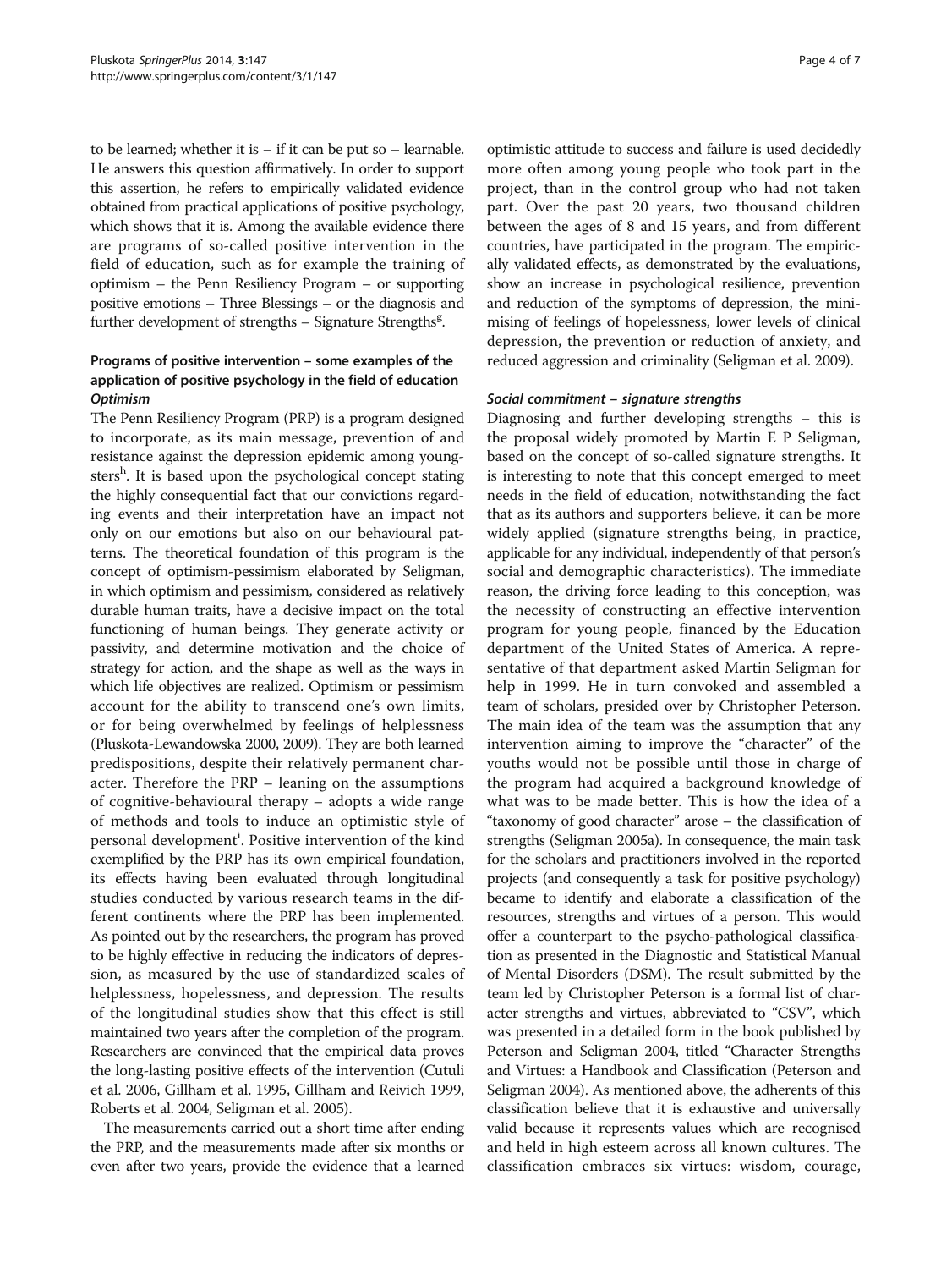to be learned; whether it is – if it can be put so – learnable. He answers this question affirmatively. In order to support this assertion, he refers to empirically validated evidence obtained from practical applications of positive psychology, which shows that it is. Among the available evidence there are programs of so-called positive intervention in the field of education, such as for example the training of optimism – the Penn Resiliency Program – or supporting positive emotions – Three Blessings – or the diagnosis and further development of strengths – Signature Strengths[g].

## Programs of positive intervention – some examples of the application of positive psychology in the field of education

### *Optimism*

The Penn Resiliency Program (PRP) is a program designed to incorporate, as its main message, prevention of and resistance against the depression epidemic among youngsters[h]. It is based upon the psychological concept stating the highly consequential fact that our convictions regarding events and their interpretation have an impact not only on our emotions but also on our behavioural patterns. The theoretical foundation of this program is the concept of optimism-pessimism elaborated by Seligman, in which optimism and pessimism, considered as relatively durable human traits, have a decisive impact on the total functioning of human beings. They generate activity or passivity, and determine motivation and the choice of strategy for action, and the shape as well as the ways in which life objectives are realized. Optimism or pessimism account for the ability to transcend one's own limits, or for being overwhelmed by feelings of helplessness (Pluskota-Lewandowska 2000, 2009). They are both learned predispositions, despite their relatively permanent character. Therefore the PRP – leaning on the assumptions of cognitive-behavioural therapy – adopts a wide range of methods and tools to induce an optimistic style of personal development[i]. Positive intervention of the kind exemplified by the PRP has its own empirical foundation, its effects having been evaluated through longitudinal studies conducted by various research teams in the different continents where the PRP has been implemented. As pointed out by the researchers, the program has proved to be highly effective in reducing the indicators of depression, as measured by the use of standardized scales of helplessness, hopelessness, and depression. The results of the longitudinal studies show that this effect is still maintained two years after the completion of the program. Researchers are convinced that the empirical data proves the long-lasting positive effects of the intervention (Cutuli et al. 2006, Gillham et al. 1995, Gillham and Reivich 1999, Roberts et al. 2004, Seligman et al. 2005).

The measurements carried out a short time after ending the PRP, and the measurements made after six months or even after two years, provide the evidence that a learned optimistic attitude to success and failure is used decidedly more often among young people who took part in the project, than in the control group who had not taken part. Over the past 20 years, two thousand children between the ages of 8 and 15 years, and from different countries, have participated in the program. The empirically validated effects, as demonstrated by the evaluations, show an increase in psychological resilience, prevention and reduction of the symptoms of depression, the minimising of feelings of hopelessness, lower levels of clinical depression, the prevention or reduction of anxiety, and reduced aggression and criminality (Seligman et al. 2009).

### *Social commitment – signature strengths*

Diagnosing and further developing strengths – this is the proposal widely promoted by Martin E P Seligman, based on the concept of so-called signature strengths. It is interesting to note that this concept emerged to meet needs in the field of education, notwithstanding the fact that as its authors and supporters believe, it can be more widely applied (signature strengths being, in practice, applicable for any individual, independently of that person's social and demographic characteristics). The immediate reason, the driving force leading to this conception, was the necessity of constructing an effective intervention program for young people, financed by the Education department of the United States of America. A representative of that department asked Martin Seligman for help in 1999. He in turn convoked and assembled a team of scholars, presided over by Christopher Peterson. The main idea of the team was the assumption that any intervention aiming to improve the "character" of the youths would not be possible until those in charge of the program had acquired a background knowledge of what was to be made better. This is how the idea of a "taxonomy of good character" arose – the classification of strengths (Seligman 2005a). In consequence, the main task for the scholars and practitioners involved in the reported projects (and consequently a task for positive psychology) became to identify and elaborate a classification of the resources, strengths and virtues of a person. This would offer a counterpart to the psycho-pathological classification as presented in the Diagnostic and Statistical Manual of Mental Disorders (DSM). The result submitted by the team led by Christopher Peterson is a formal list of character strengths and virtues, abbreviated to "CSV", which was presented in a detailed form in the book published by Peterson and Seligman 2004, titled "Character Strengths and Virtues: a Handbook and Classification (Peterson and Seligman 2004). As mentioned above, the adherents of this classification believe that it is exhaustive and universally valid because it represents values which are recognised and held in high esteem across all known cultures. The classification embraces six virtues: wisdom, courage,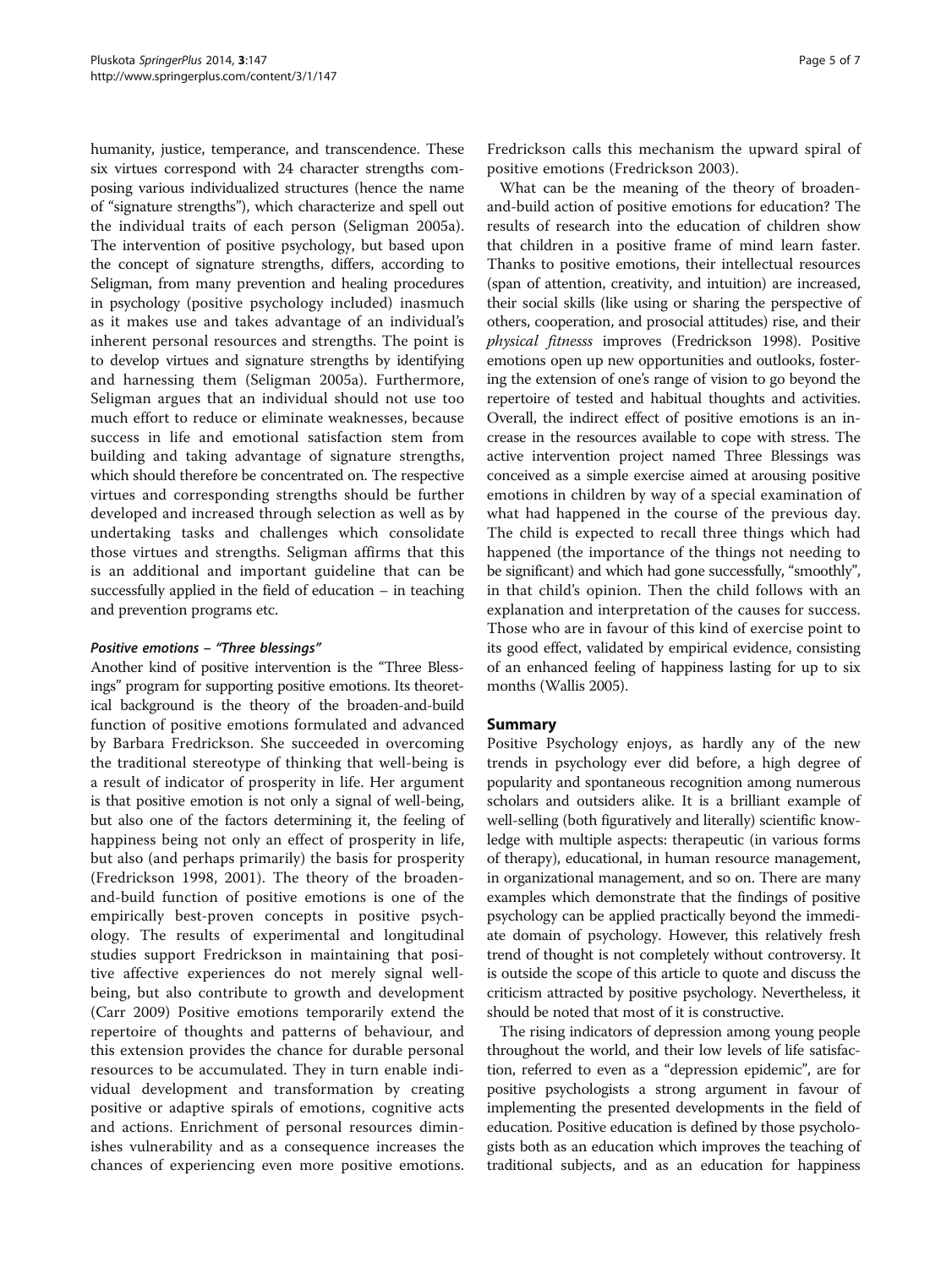humanity, justice, temperance, and transcendence. These six virtues correspond with 24 character strengths composing various individualized structures (hence the name of "signature strengths"), which characterize and spell out the individual traits of each person (Seligman 2005a). The intervention of positive psychology, but based upon the concept of signature strengths, differs, according to Seligman, from many prevention and healing procedures in psychology (positive psychology included) inasmuch as it makes use and takes advantage of an individual's inherent personal resources and strengths. The point is to develop virtues and signature strengths by identifying and harnessing them (Seligman 2005a). Furthermore, Seligman argues that an individual should not use too much effort to reduce or eliminate weaknesses, because success in life and emotional satisfaction stem from building and taking advantage of signature strengths, which should therefore be concentrated on. The respective virtues and corresponding strengths should be further developed and increased through selection as well as by undertaking tasks and challenges which consolidate those virtues and strengths. Seligman affirms that this is an additional and important guideline that can be successfully applied in the field of education – in teaching and prevention programs etc.

#### *Positive emotions – "Three blessings"*

Another kind of positive intervention is the "Three Blessings" program for supporting positive emotions. Its theoretical background is the theory of the broaden-and-build function of positive emotions formulated and advanced by Barbara Fredrickson. She succeeded in overcoming the traditional stereotype of thinking that well-being is a result of indicator of prosperity in life. Her argument is that positive emotion is not only a signal of well-being, but also one of the factors determining it, the feeling of happiness being not only an effect of prosperity in life, but also (and perhaps primarily) the basis for prosperity (Fredrickson 1998, 2001). The theory of the broaden-and-build function of positive emotions is one of the empirically best-proven concepts in positive psychology. The results of experimental and longitudinal studies support Fredrickson in maintaining that positive affective experiences do not merely signal well-being, but also contribute to growth and development (Carr 2009) Positive emotions temporarily extend the repertoire of thoughts and patterns of behaviour, and this extension provides the chance for durable personal resources to be accumulated. They in turn enable individual development and transformation by creating positive or adaptive spirals of emotions, cognitive acts and actions. Enrichment of personal resources diminishes vulnerability and as a consequence increases the chances of experiencing even more positive emotions. Fredrickson calls this mechanism the upward spiral of positive emotions (Fredrickson 2003).

What can be the meaning of the theory of broaden-and-build action of positive emotions for education? The results of research into the education of children show that children in a positive frame of mind learn faster. Thanks to positive emotions, their intellectual resources (span of attention, creativity, and intuition) are increased, their social skills (like using or sharing the perspective of others, cooperation, and prosocial attitudes) rise, and their *physical fitnesss* improves (Fredrickson 1998). Positive emotions open up new opportunities and outlooks, fostering the extension of one's range of vision to go beyond the repertoire of tested and habitual thoughts and activities. Overall, the indirect effect of positive emotions is an increase in the resources available to cope with stress. The active intervention project named Three Blessings was conceived as a simple exercise aimed at arousing positive emotions in children by way of a special examination of what had happened in the course of the previous day. The child is expected to recall three things which had happened (the importance of the things not needing to be significant) and which had gone successfully, "smoothly", in that child's opinion. Then the child follows with an explanation and interpretation of the causes for success. Those who are in favour of this kind of exercise point to its good effect, validated by empirical evidence, consisting of an enhanced feeling of happiness lasting for up to six months (Wallis 2005).

## Summary

Positive Psychology enjoys, as hardly any of the new trends in psychology ever did before, a high degree of popularity and spontaneous recognition among numerous scholars and outsiders alike. It is a brilliant example of well-selling (both figuratively and literally) scientific knowledge with multiple aspects: therapeutic (in various forms of therapy), educational, in human resource management, in organizational management, and so on. There are many examples which demonstrate that the findings of positive psychology can be applied practically beyond the immediate domain of psychology. However, this relatively fresh trend of thought is not completely without controversy. It is outside the scope of this article to quote and discuss the criticism attracted by positive psychology. Nevertheless, it should be noted that most of it is constructive.

The rising indicators of depression among young people throughout the world, and their low levels of life satisfaction, referred to even as a "depression epidemic", are for positive psychologists a strong argument in favour of implementing the presented developments in the field of education. Positive education is defined by those psychologists both as an education which improves the teaching of traditional subjects, and as an education for happiness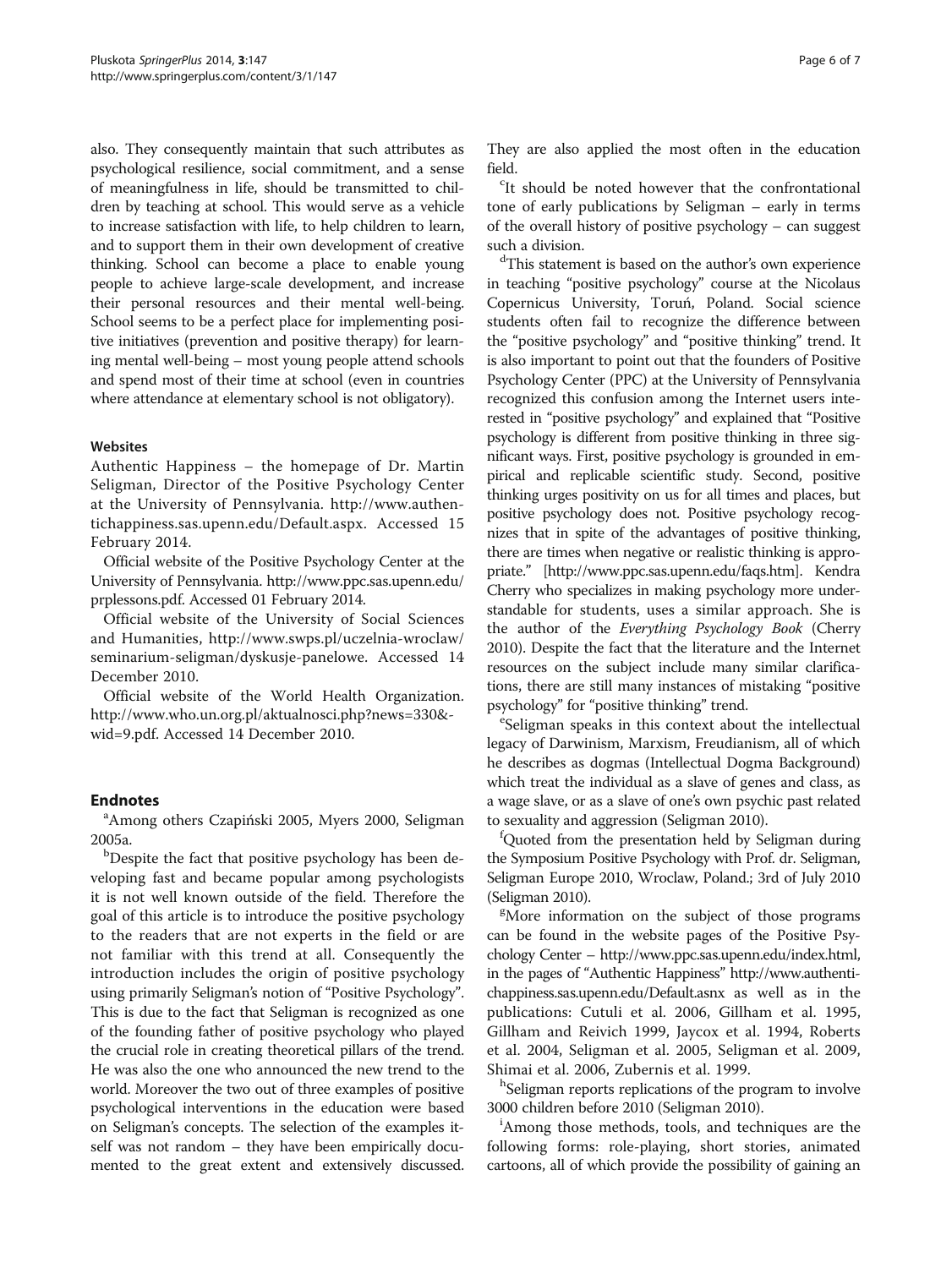also. They consequently maintain that such attributes as psychological resilience, social commitment, and a sense of meaningfulness in life, should be transmitted to children by teaching at school. This would serve as a vehicle to increase satisfaction with life, to help children to learn, and to support them in their own development of creative thinking. School can become a place to enable young people to achieve large-scale development, and increase their personal resources and their mental well-being. School seems to be a perfect place for implementing positive initiatives (prevention and positive therapy) for learning mental well-being – most young people attend schools and spend most of their time at school (even in countries where attendance at elementary school is not obligatory).

#### Websites

Authentic Happiness – the homepage of Dr. Martin Seligman, Director of the Positive Psychology Center at the University of Pennsylvania. http://www.authentichappiness.sas.upenn.edu/Default.aspx. Accessed 15 February 2014.

Official website of the Positive Psychology Center at the University of Pennsylvania. http://www.ppc.sas.upenn.edu/prplessons.pdf. Accessed 01 February 2014.

Official website of the University of Social Sciences and Humanities, http://www.swps.pl/uczelnia-wroclaw/seminarium-seligman/dyskusje-panelowe. Accessed 14 December 2010.

Official website of the World Health Organization. http://www.who.un.org.pl/aktualnosci.php?news=330&wid=9.pdf. Accessed 14 December 2010.

## Endnotes

[a]Among others Czapiński 2005, Myers 2000, Seligman 2005a.

[b]Despite the fact that positive psychology has been developing fast and became popular among psychologists it is not well known outside of the field. Therefore the goal of this article is to introduce the positive psychology to the readers that are not experts in the field or are not familiar with this trend at all. Consequently the introduction includes the origin of positive psychology using primarily Seligman's notion of "Positive Psychology". This is due to the fact that Seligman is recognized as one of the founding father of positive psychology who played the crucial role in creating theoretical pillars of the trend. He was also the one who announced the new trend to the world. Moreover the two out of three examples of positive psychological interventions in the education were based on Seligman's concepts. The selection of the examples itself was not random – they have been empirically documented to the great extent and extensively discussed. They are also applied the most often in the education field.

[c]It should be noted however that the confrontational tone of early publications by Seligman – early in terms of the overall history of positive psychology – can suggest such a division.

[d]This statement is based on the author's own experience in teaching "positive psychology" course at the Nicolaus Copernicus University, Toruń, Poland. Social science students often fail to recognize the difference between the "positive psychology" and "positive thinking" trend. It is also important to point out that the founders of Positive Psychology Center (PPC) at the University of Pennsylvania recognized this confusion among the Internet users interested in "positive psychology" and explained that "Positive psychology is different from positive thinking in three significant ways. First, positive psychology is grounded in empirical and replicable scientific study. Second, positive thinking urges positivity on us for all times and places, but positive psychology does not. Positive psychology recognizes that in spite of the advantages of positive thinking, there are times when negative or realistic thinking is appropriate." [http://www.ppc.sas.upenn.edu/faqs.htm]. Kendra Cherry who specializes in making psychology more understandable for students, uses a similar approach. She is the author of the *Everything Psychology Book* (Cherry 2010). Despite the fact that the literature and the Internet resources on the subject include many similar clarifications, there are still many instances of mistaking "positive psychology" for "positive thinking" trend.

[e]Seligman speaks in this context about the intellectual legacy of Darwinism, Marxism, Freudianism, all of which he describes as dogmas (Intellectual Dogma Background) which treat the individual as a slave of genes and class, as a wage slave, or as a slave of one's own psychic past related to sexuality and aggression (Seligman 2010).

[f]Quoted from the presentation held by Seligman during the Symposium Positive Psychology with Prof. dr. Seligman, Seligman Europe 2010, Wroclaw, Poland.; 3rd of July 2010 (Seligman 2010).

[g]More information on the subject of those programs can be found in the website pages of the Positive Psychology Center – http://www.ppc.sas.upenn.edu/index.html, in the pages of "Authentic Happiness" http://www.authentichappiness.sas.upenn.edu/Default.asnx as well as in the publications: Cutuli et al. 2006, Gillham et al. 1995, Gillham and Reivich 1999, Jaycox et al. 1994, Roberts et al. 2004, Seligman et al. 2005, Seligman et al. 2009, Shimai et al. 2006, Zubernis et al. 1999.

[h]Seligman reports replications of the program to involve 3000 children before 2010 (Seligman 2010).

[i]Among those methods, tools, and techniques are the following forms: role-playing, short stories, animated cartoons, all of which provide the possibility of gaining an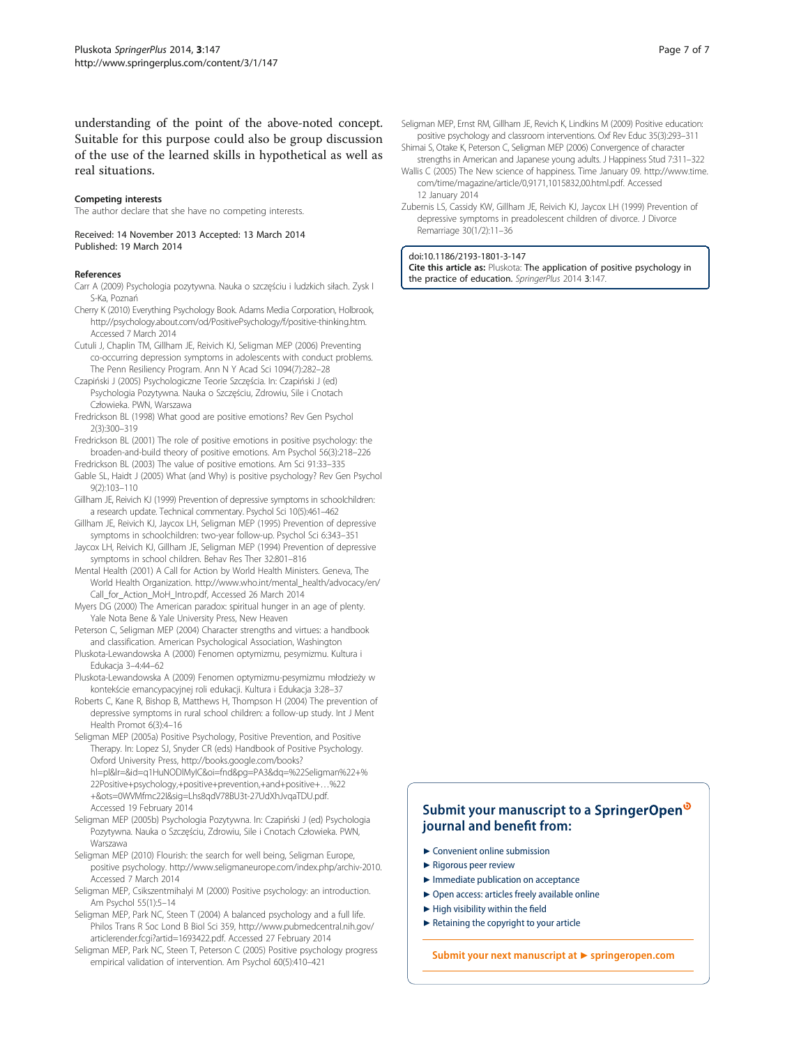understanding of the point of the above-noted concept. Suitable for this purpose could also be group discussion of the use of the learned skills in hypothetical as well as real situations.

#### Competing interests
The author declare that she have no competing interests.

Received: 14 November 2013 Accepted: 13 March 2014
Published: 19 March 2014

#### References

Carr A (2009) Psychologia pozytywna. Nauka o szczęściu i ludzkich siłach. Zysk I S-Ka, Poznań

Cherry K (2010) Everything Psychology Book. Adams Media Corporation, Holbrook, http://psychology.about.com/od/PositivePsychology/f/positive-thinking.htm. Accessed 7 March 2014

Cutuli J, Chaplin TM, Gillham JE, Reivich KJ, Seligman MEP (2006) Preventing co-occurring depression symptoms in adolescents with conduct problems. The Penn Resiliency Program. Ann N Y Acad Sci 1094(7):282–28

Czapiński J (2005) Psychologiczne Teorie Szczęścia. In: Czapiński J (ed) Psychologia Pozytywna. Nauka o Szczęściu, Zdrowiu, Sile i Cnotach Człowieka. PWN, Warszawa

Fredrickson BL (1998) What good are positive emotions? Rev Gen Psychol 2(3):300–319

Fredrickson BL (2001) The role of positive emotions in positive psychology: the broaden-and-build theory of positive emotions. Am Psychol 56(3):218–226

Fredrickson BL (2003) The value of positive emotions. Am Sci 91:33–335

Gable SL, Haidt J (2005) What (and Why) is positive psychology? Rev Gen Psychol 9(2):103–110

Gillham JE, Reivich KJ (1999) Prevention of depressive symptoms in schoolchildren: a research update. Technical commentary. Psychol Sci 10(5):461–462

Gillham JE, Reivich KJ, Jaycox LH, Seligman MEP (1995) Prevention of depressive symptoms in schoolchildren: two-year follow-up. Psychol Sci 6:343–351

Jaycox LH, Reivich KJ, Gillham JE, Seligman MEP (1994) Prevention of depressive symptoms in school children. Behav Res Ther 32:801–816

Mental Health (2001) A Call for Action by World Health Ministers. Geneva, The World Health Organization. http://www.who.int/mental_health/advocacy/en/Call_for_Action_MoH_Intro.pdf, Accessed 26 March 2014

Myers DG (2000) The American paradox: spiritual hunger in an age of plenty. Yale Nota Bene & Yale University Press, New Heaven

Peterson C, Seligman MEP (2004) Character strengths and virtues: a handbook and classification. American Psychological Association, Washington

Pluskota-Lewandowska A (2000) Fenomen optymizmu, pesymizmu. Kultura i Edukacja 3–4:44–62

Pluskota-Lewandowska A (2009) Fenomen optymizmu-pesymizmu młodzieży w kontekście emancypacyjnej roli edukacji. Kultura i Edukacja 3:28–37

Roberts C, Kane R, Bishop B, Matthews H, Thompson H (2004) The prevention of depressive symptoms in rural school children: a follow-up study. Int J Ment Health Promot 6(3):4–16

Seligman MEP (2005a) Positive Psychology, Positive Prevention, and Positive Therapy. In: Lopez SJ, Snyder CR (eds) Handbook of Positive Psychology. Oxford University Press, http://books.google.com/books?hl=pl&lr=&id=q1HuNODlMyIC&oi=fnd&pg=PA3&dq=%22Seligman%22+%22Positive+psychology,+positive+prevention,+and+positive+…%22+&ots=0WVMfmc22l&sig=Lhs8qdV78BU3t-27UdXhJvqaTDU.pdf. Accessed 19 February 2014

Seligman MEP (2005b) Psychologia Pozytywna. In: Czapiński J (ed) Psychologia Pozytywna. Nauka o Szczęściu, Zdrowiu, Sile i Cnotach Człowieka. PWN, Warszawa

Seligman MEP (2010) Flourish: the search for well being, Seligman Europe, positive psychology. http://www.seligmaneurope.com/index.php/archiv-2010. Accessed 7 March 2014

Seligman MEP, Csikszentmihalyi M (2000) Positive psychology: an introduction. Am Psychol 55(1):5–14

Seligman MEP, Park NC, Steen T (2004) A balanced psychology and a full life. Philos Trans R Soc Lond B Biol Sci 359, http://www.pubmedcentral.nih.gov/articlerender.fcgi?artid=1693422.pdf. Accessed 27 February 2014

Seligman MEP, Park NC, Steen T, Peterson C (2005) Positive psychology progress empirical validation of intervention. Am Psychol 60(5):410–421

Seligman MEP, Ernst RM, Gillham JE, Revich K, Lindkins M (2009) Positive education: positive psychology and classroom interventions. Oxf Rev Educ 35(3):293–311

Shimai S, Otake K, Peterson C, Seligman MEP (2006) Convergence of character strengths in American and Japanese young adults. J Happiness Stud 7:311–322

Wallis C (2005) The New science of happiness. Time January 09. http://www.time.com/time/magazine/article/0,9171,1015832,00.html.pdf. Accessed 12 January 2014

Zubernis LS, Cassidy KW, Gillham JE, Reivich KJ, Jaycox LH (1999) Prevention of depressive symptoms in preadolescent children of divorce. J Divorce Remarriage 30(1/2):11–36

doi:10.1186/2193-1801-3-147
**Cite this article as:** Pluskota: The application of positive psychology in the practice of education. *SpringerPlus* 2014 **3**:147.